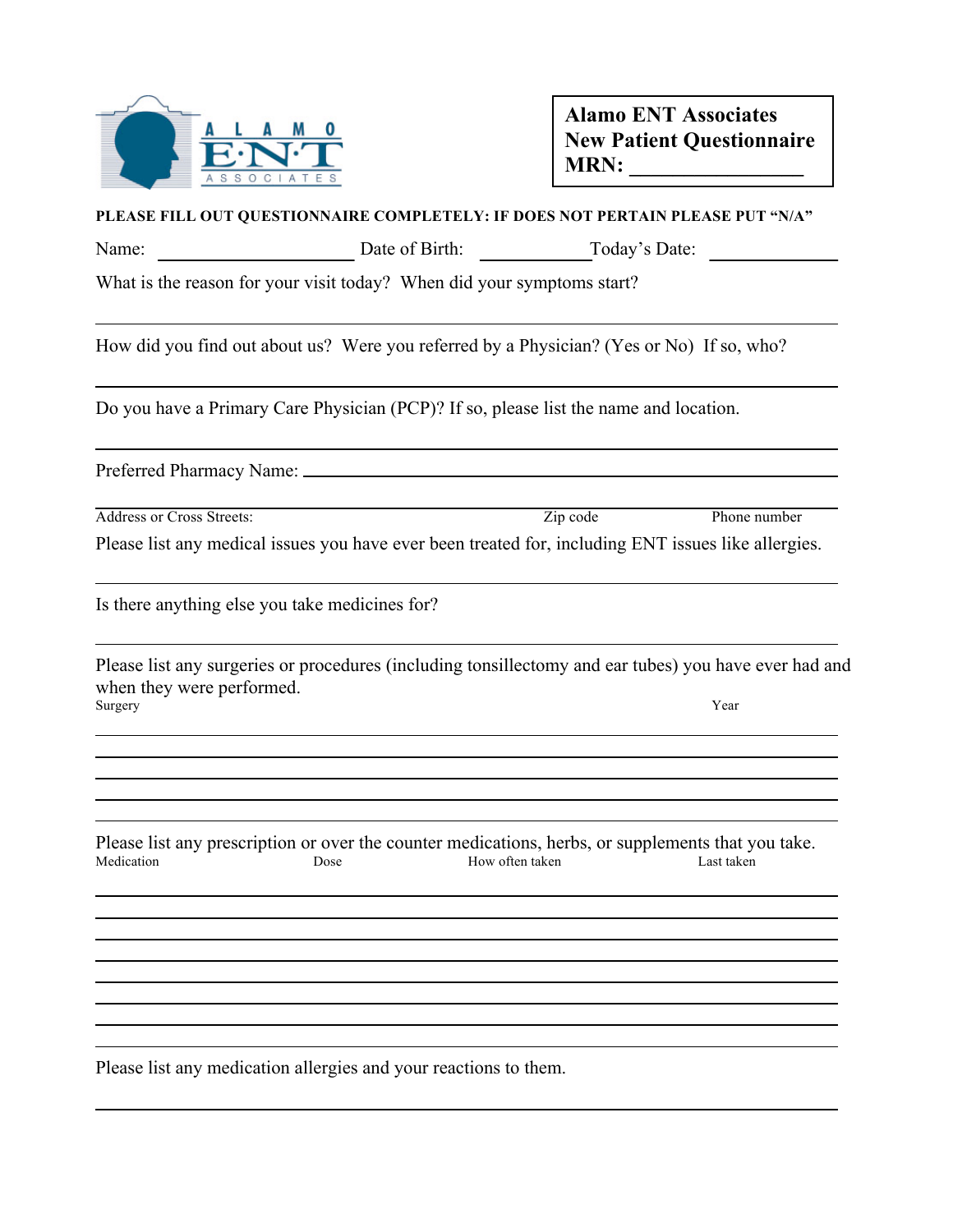ALAMO E·N·T ASSOCIATES

**Alamo ENT Associates**
**New Patient Questionnaire**
**MRN: ________________**

**PLEASE FILL OUT QUESTIONNAIRE COMPLETELY: IF DOES NOT PERTAIN PLEASE PUT "N/A"**

Name: ____________________ Date of Birth: ____________ Today's Date: ____________

What is the reason for your visit today? When did your symptoms start?

______________________________________________________________________

How did you find out about us? Were you referred by a Physician? (Yes or No) If so, who?

______________________________________________________________________

Do you have a Primary Care Physician (PCP)? If so, please list the name and location.

______________________________________________________________________

Preferred Pharmacy Name: ______________________________________________

______________________________________________________________________
Address or Cross Streets: Zip code Phone number

Please list any medical issues you have ever been treated for, including ENT issues like allergies.

______________________________________________________________________

Is there anything else you take medicines for?

______________________________________________________________________

Please list any surgeries or procedures (including tonsillectomy and ear tubes) you have ever had and when they were performed.

| Surgery | Year |
|---|---|
| | |
| | |
| | |
| | |
| | |

Please list any prescription or over the counter medications, herbs, or supplements that you take.

| Medication | Dose | How often taken | Last taken |
|---|---|---|---|
| | | | |
| | | | |
| | | | |
| | | | |
| | | | |
| | | | |
| | | | |
| | | | |

Please list any medication allergies and your reactions to them.

______________________________________________________________________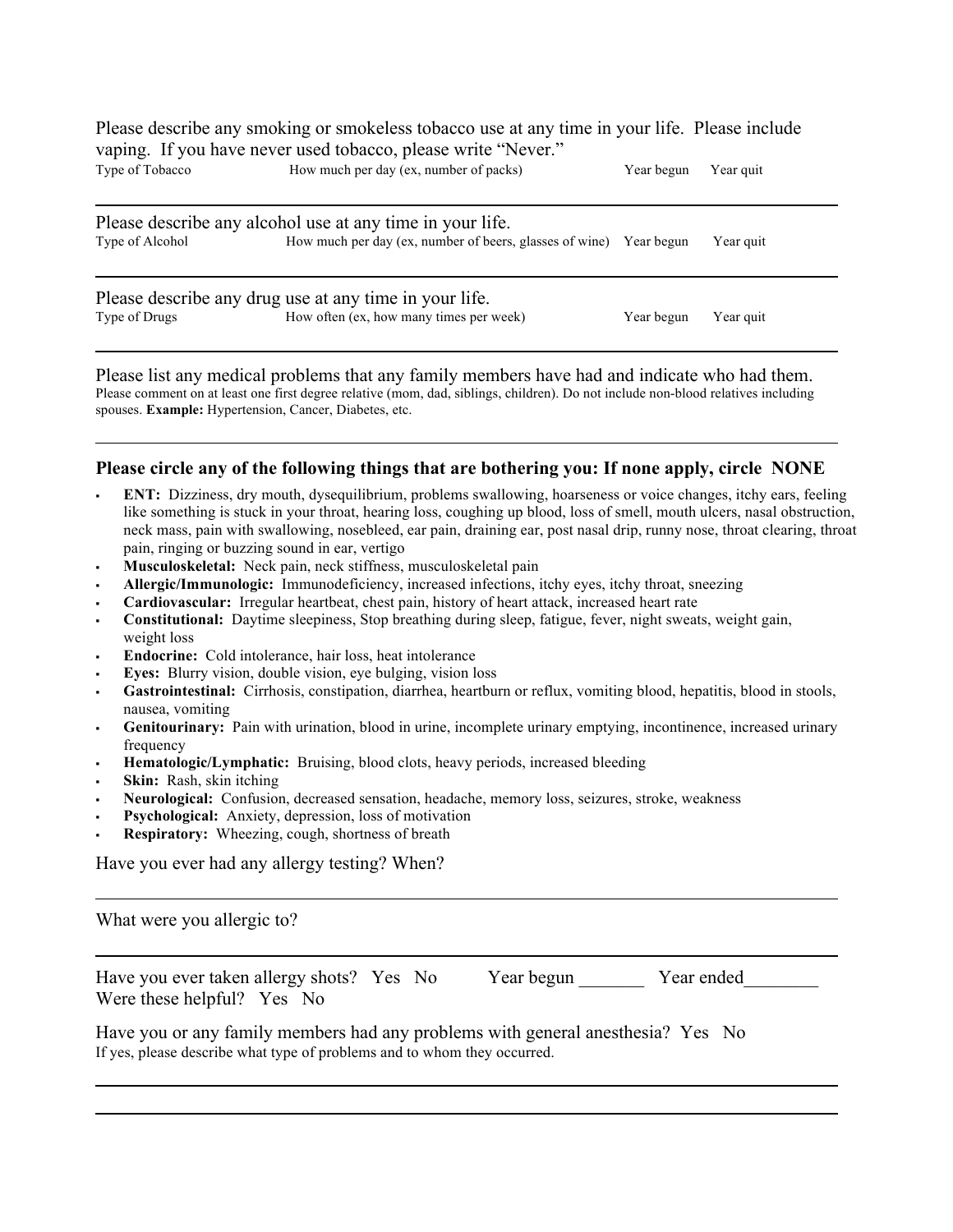Please describe any smoking or smokeless tobacco use at any time in your life. Please include vaping. If you have never used tobacco, please write "Never."

| Type of Tobacco | How much per day (ex, number of packs) | Year begun | Year quit |
| --- | --- | --- | --- |
| | | | |

Please describe any alcohol use at any time in your life.

| Type of Alcohol | How much per day (ex, number of beers, glasses of wine) | Year begun | Year quit |
| --- | --- | --- | --- |
| | | | |

Please describe any drug use at any time in your life.

| Type of Drugs | How often (ex, how many times per week) | Year begun | Year quit |
| --- | --- | --- | --- |
| | | | |

Please list any medical problems that any family members have had and indicate who had them.
Please comment on at least one first degree relative (mom, dad, siblings, children). Do not include non-blood relatives including spouses. **Example:** Hypertension, Cancer, Diabetes, etc.

___

**Please circle any of the following things that are bothering you: If none apply, circle NONE**

- **ENT:** Dizziness, dry mouth, dysequilibrium, problems swallowing, hoarseness or voice changes, itchy ears, feeling like something is stuck in your throat, hearing loss, coughing up blood, loss of smell, mouth ulcers, nasal obstruction, neck mass, pain with swallowing, nosebleed, ear pain, draining ear, post nasal drip, runny nose, throat clearing, throat pain, ringing or buzzing sound in ear, vertigo
- **Musculoskeletal:** Neck pain, neck stiffness, musculoskeletal pain
- **Allergic/Immunologic:** Immunodeficiency, increased infections, itchy eyes, itchy throat, sneezing
- **Cardiovascular:** Irregular heartbeat, chest pain, history of heart attack, increased heart rate
- **Constitutional:** Daytime sleepiness, Stop breathing during sleep, fatigue, fever, night sweats, weight gain, weight loss
- **Endocrine:** Cold intolerance, hair loss, heat intolerance
- **Eyes:** Blurry vision, double vision, eye bulging, vision loss
- **Gastrointestinal:** Cirrhosis, constipation, diarrhea, heartburn or reflux, vomiting blood, hepatitis, blood in stools, nausea, vomiting
- **Genitourinary:** Pain with urination, blood in urine, incomplete urinary emptying, incontinence, increased urinary frequency
- **Hematologic/Lymphatic:** Bruising, blood clots, heavy periods, increased bleeding
- **Skin:** Rash, skin itching
- **Neurological:** Confusion, decreased sensation, headache, memory loss, seizures, stroke, weakness
- **Psychological:** Anxiety, depression, loss of motivation
- **Respiratory:** Wheezing, cough, shortness of breath

Have you ever had any allergy testing? When?

___

What were you allergic to?

___

Have you ever taken allergy shots? Yes No Year begun _______ Year ended________
Were these helpful? Yes No

Have you or any family members had any problems with general anesthesia? Yes No
If yes, please describe what type of problems and to whom they occurred.

___

___